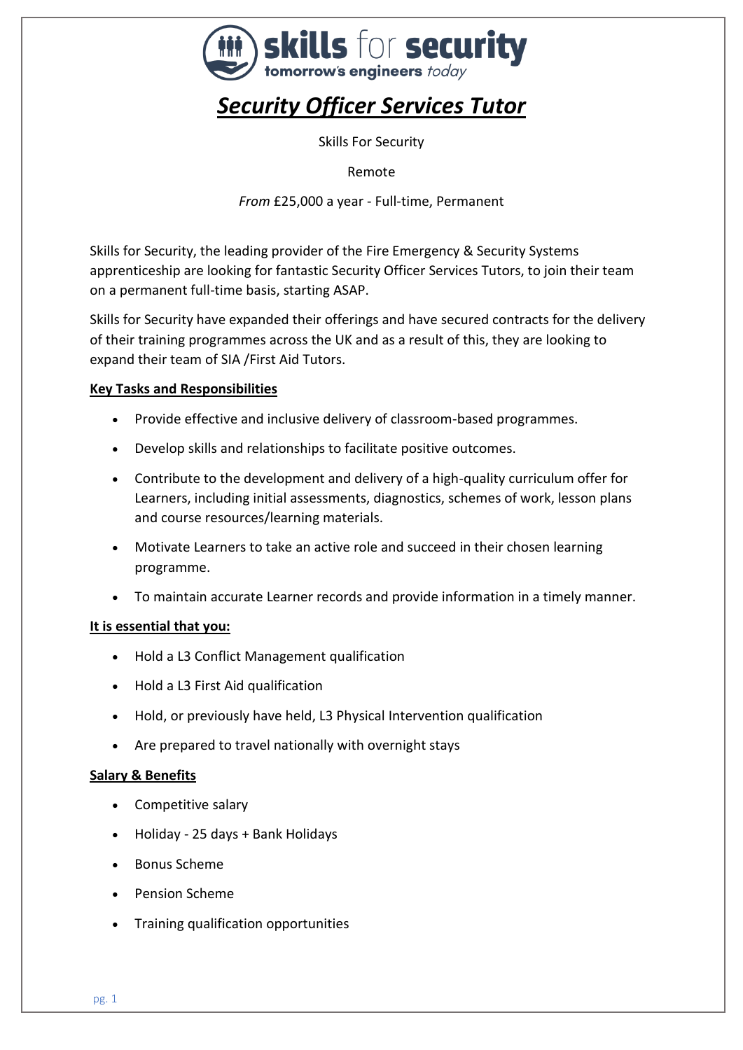skills for security
tomorrow's engineers *today*

# ***Security Officer Services Tutor***

Skills For Security

Remote

*From* £25,000 a year - Full-time, Permanent

Skills for Security, the leading provider of the Fire Emergency & Security Systems apprenticeship are looking for fantastic Security Officer Services Tutors, to join their team on a permanent full-time basis, starting ASAP.

Skills for Security have expanded their offerings and have secured contracts for the delivery of their training programmes across the UK and as a result of this, they are looking to expand their team of SIA /First Aid Tutors.

## Key Tasks and Responsibilities

- Provide effective and inclusive delivery of classroom-based programmes.
- Develop skills and relationships to facilitate positive outcomes.
- Contribute to the development and delivery of a high-quality curriculum offer for Learners, including initial assessments, diagnostics, schemes of work, lesson plans and course resources/learning materials.
- Motivate Learners to take an active role and succeed in their chosen learning programme.
- To maintain accurate Learner records and provide information in a timely manner.

## It is essential that you:

- Hold a L3 Conflict Management qualification
- Hold a L3 First Aid qualification
- Hold, or previously have held, L3 Physical Intervention qualification
- Are prepared to travel nationally with overnight stays

## Salary & Benefits

- Competitive salary
- Holiday - 25 days + Bank Holidays
- Bonus Scheme
- Pension Scheme
- Training qualification opportunities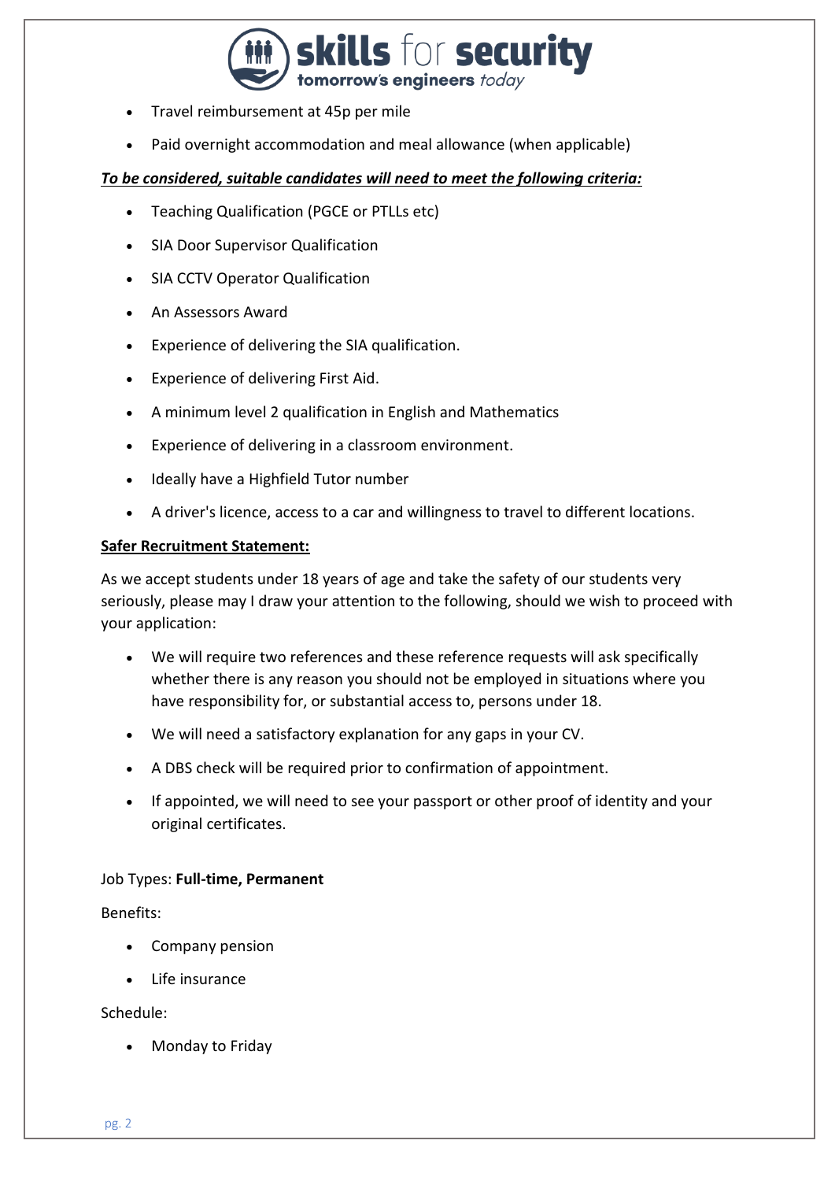- Travel reimbursement at 45p per mile
- Paid overnight accommodation and meal allowance (when applicable)

***To be considered, suitable candidates will need to meet the following criteria:***

- Teaching Qualification (PGCE or PTLLs etc)
- SIA Door Supervisor Qualification
- SIA CCTV Operator Qualification
- An Assessors Award
- Experience of delivering the SIA qualification.
- Experience of delivering First Aid.
- A minimum level 2 qualification in English and Mathematics
- Experience of delivering in a classroom environment.
- Ideally have a Highfield Tutor number
- A driver's licence, access to a car and willingness to travel to different locations.

**Safer Recruitment Statement:**

As we accept students under 18 years of age and take the safety of our students very seriously, please may I draw your attention to the following, should we wish to proceed with your application:

- We will require two references and these reference requests will ask specifically whether there is any reason you should not be employed in situations where you have responsibility for, or substantial access to, persons under 18.
- We will need a satisfactory explanation for any gaps in your CV.
- A DBS check will be required prior to confirmation of appointment.
- If appointed, we will need to see your passport or other proof of identity and your original certificates.

Job Types: **Full-time, Permanent**

Benefits:

- Company pension
- Life insurance

Schedule:

- Monday to Friday